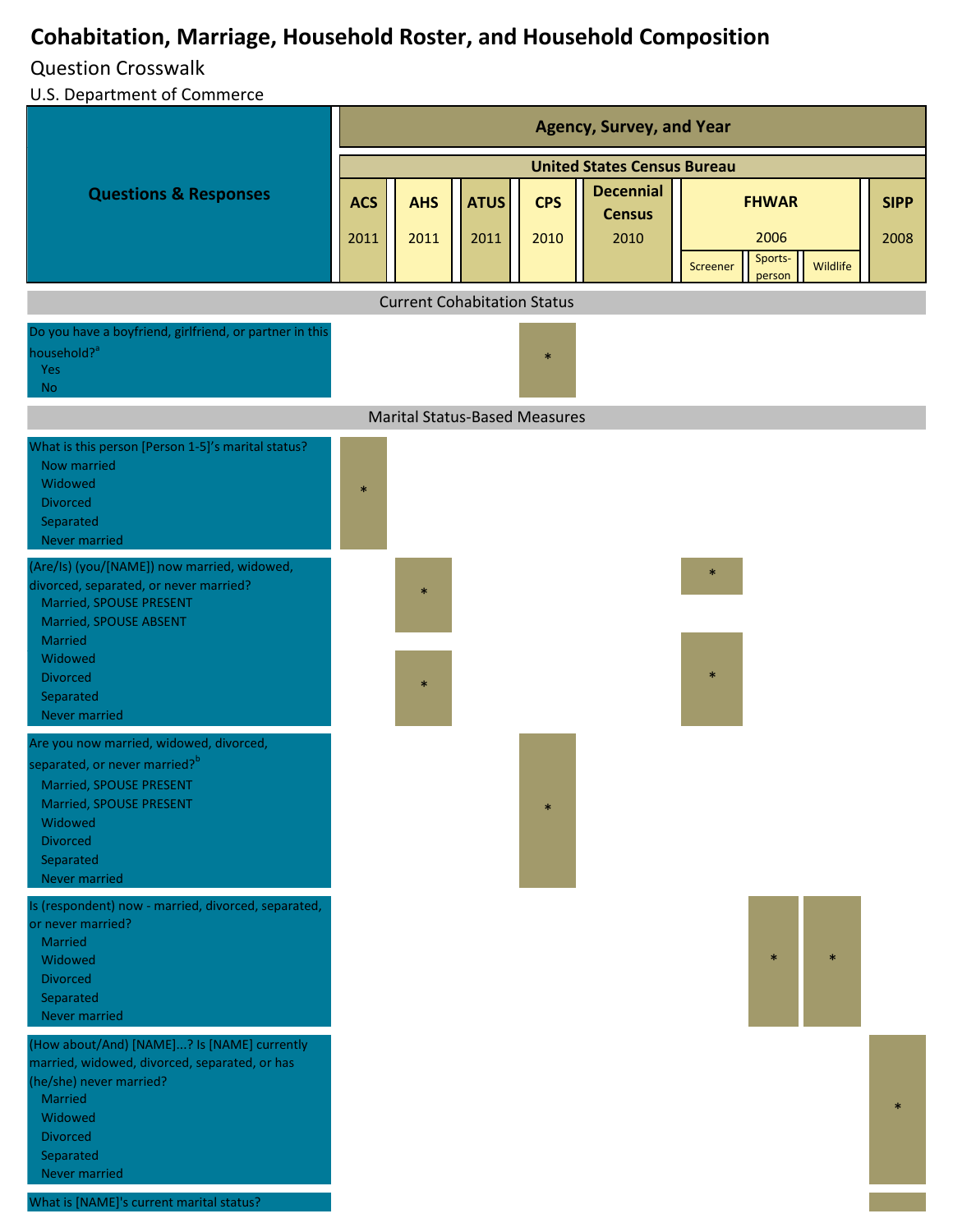# Cohabitation, Marriage, Household Roster, and Household Composition

## Question Crosswalk

U.S. Department of Commerce

| Questions & Responses | ACS 2011 | AHS 2011 | ATUS 2011 | CPS 2010 | Decennial Census 2010 | FHWAR 2006 Screener | FHWAR 2006 Sports-person | FHWAR 2006 Wildlife | SIPP 2008 |
|---|---|---|---|---|---|---|---|---|---|
| | *Agency, Survey, and Year* | | | | | | | | |
| | *United States Census Bureau* | | | | | | | | |
| **Current Cohabitation Status** | | | | | | | | | |
| Do you have a boyfriend, girlfriend, or partner in this household?[a]<br>Yes<br>No | | | | * | | | | | |
| **Marital Status-Based Measures** | | | | | | | | | |
| What is this person [Person 1-5]'s marital status?<br>Now married<br>Widowed<br>Divorced<br>Separated<br>Never married | * | | | | | | | | |
| (Are/Is) (you/[NAME]) now married, widowed, divorced, separated, or never married?<br>Married, SPOUSE PRESENT<br>Married, SPOUSE ABSENT | | * | | | | * | | | |
| Married<br>Widowed<br>Divorced<br>Separated<br>Never married | | * | | | | * | | | |
| Are you now married, widowed, divorced, separated, or never married?[b]<br>Married, SPOUSE PRESENT<br>Married, SPOUSE PRESENT<br>Widowed<br>Divorced<br>Separated<br>Never married | | | | * | | | | | |
| Is (respondent) now - married, divorced, separated, or never married?<br>Married<br>Widowed<br>Divorced<br>Separated<br>Never married | | | | | | | * | * | |
| (How about/And) [NAME]...? Is [NAME] currently married, widowed, divorced, separated, or has (he/she) never married?<br>Married<br>Widowed<br>Divorced<br>Separated<br>Never married | | | | | | | | | * |
| What is [NAME]'s current marital status? | | | | | | | | | |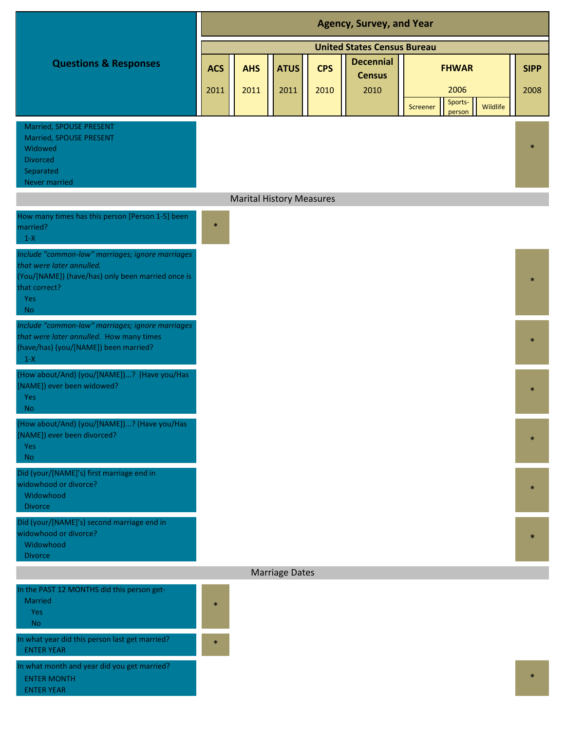| Questions & Responses | Agency, Survey, and Year | | | | | | | | |
|---|---|---|---|---|---|---|---|---|---|
| | United States Census Bureau | | | | | | | | |
| | ACS 2011 | AHS 2011 | ATUS 2011 | CPS 2010 | Decennial Census 2010 | FHWAR 2006 | | | SIPP 2008 |
| | | | | | | Screener | Sports-person | Wildlife | |
| Married, SPOUSE PRESENT<br>Married, SPOUSE PRESENT<br>Widowed<br>Divorced<br>Separated<br>Never married | | | | | | | | | * |
| **Marital History Measures** | | | | | | | | | |
| How many times has this person [Person 1-5] been married?<br>1-X | * | | | | | | | | |
| *Include "common-law" marriages; ignore marriages that were later annulled.*<br>(You/[NAME]) (have/has) only been married once is that correct?<br>Yes<br>No | | | | | | | | | * |
| *Include "common-law" marriages; ignore marriages that were later annulled.* How many times (have/has) (you/[NAME]) been married?<br>1-X | | | | | | | | | * |
| (How about/And) (you/[NAME])...? (Have you/Has [NAME]) ever been widowed?<br>Yes<br>No | | | | | | | | | * |
| (How about/And) (you/[NAME])...? (Have you/Has [NAME]) ever been divorced?<br>Yes<br>No | | | | | | | | | * |
| Did (your/[NAME]'s) first marriage end in widowhood or divorce?<br>Widowhood<br>Divorce | | | | | | | | | * |
| Did (your/[NAME]'s) second marriage end in widowhood or divorce?<br>Widowhood<br>Divorce | | | | | | | | | * |
| **Marriage Dates** | | | | | | | | | |
| In the PAST 12 MONTHS did this person get-<br>Married<br>Yes<br>No | * | | | | | | | | |
| In what year did this person last get married?<br>ENTER YEAR | * | | | | | | | | |
| In what month and year did you get married?<br>ENTER MONTH<br>ENTER YEAR | | | | | | | | | * |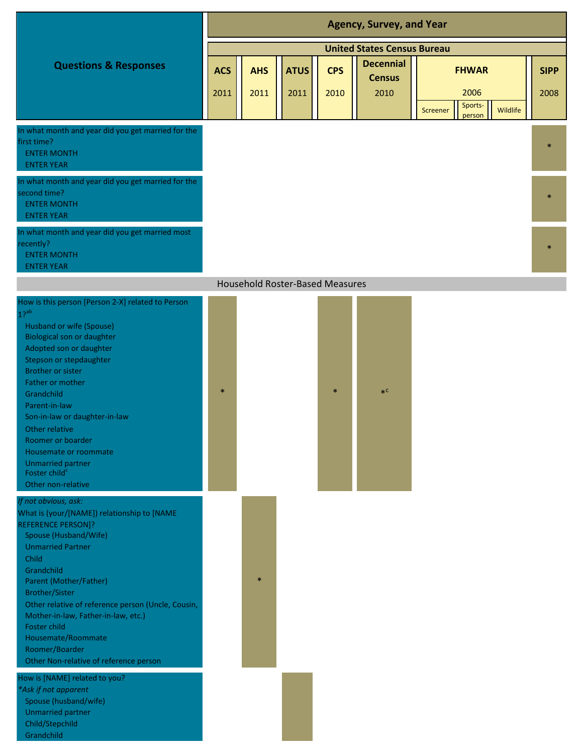| Questions & Responses | Agency, Survey, and Year | | | | | | | | |
|---|---|---|---|---|---|---|---|---|---|
| | United States Census Bureau | | | | | | | | |
| | ACS 2011 | AHS 2011 | ATUS 2011 | CPS 2010 | Decennial Census 2010 | FHWAR 2006 Screener | FHWAR 2006 Sports-person | FHWAR 2006 Wildlife | SIPP 2008 |
| In what month and year did you get married for the first time?<br>ENTER MONTH<br>ENTER YEAR | | | | | | | | | * |
| In what month and year did you get married for the second time?<br>ENTER MONTH<br>ENTER YEAR | | | | | | | | | * |
| In what month and year did you get married most recently?<br>ENTER MONTH<br>ENTER YEAR | | | | | | | | | * |
| **Household Roster-Based Measures** | | | | | | | | | |
| How is this person [Person 2-X] related to Person 1?[ab]<br>Husband or wife (Spouse)<br>Biological son or daughter<br>Adopted son or daughter<br>Stepson or stepdaughter<br>Brother or sister<br>Father or mother<br>Grandchild<br>Parent-in-law<br>Son-in-law or daughter-in-law<br>Other relative<br>Roomer or boarder<br>Housemate or roommate<br>Unmarried partner<br>Foster child[c]<br>Other non-relative | * | | | * | *[c] | | | | |
| *If not obvious, ask:*<br>What is (your/[NAME]) relationship to [NAME REFERENCE PERSON]?<br>Spouse (Husband/Wife)<br>Unmarried Partner<br>Child<br>Grandchild<br>Parent (Mother/Father)<br>Brother/Sister<br>Other relative of reference person (Uncle, Cousin, Mother-in-law, Father-in-law, etc.)<br>Foster child<br>Housemate/Roommate<br>Roomer/Boarder<br>Other Non-relative of reference person | | * | | | | | | | |
| How is [NAME] related to you?<br>*\*Ask if not apparent*<br>Spouse (husband/wife)<br>Unmarried partner<br>Child/Stepchild<br>Grandchild | | | | | | | | | |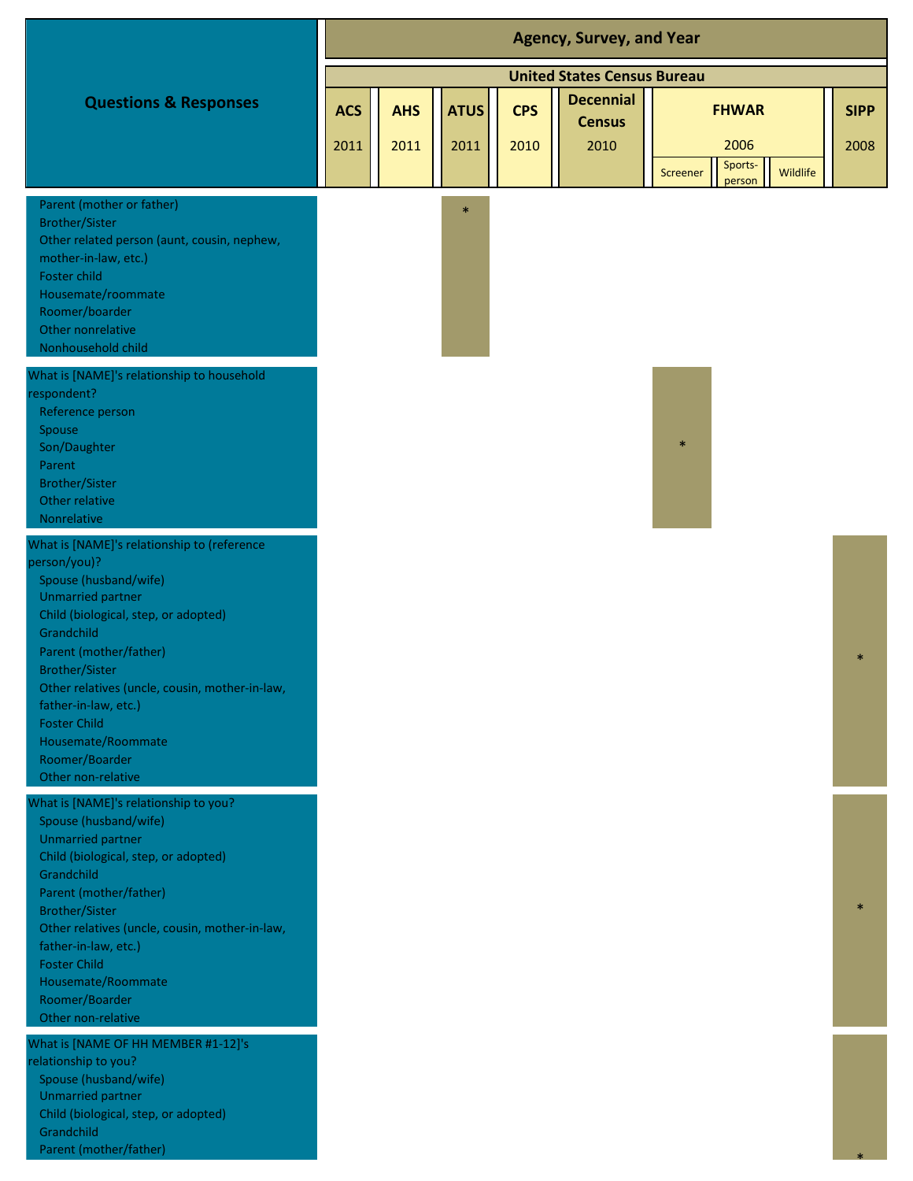| Questions & Responses | Agency, Survey, and Year | | | | | | | | |
|---|---|---|---|---|---|---|---|---|---|
| | United States Census Bureau | | | | | | | | |
| | ACS 2011 | AHS 2011 | ATUS 2011 | CPS 2010 | Decennial Census 2010 | FHWAR 2006 Screener | FHWAR 2006 Sports-person | FHWAR 2006 Wildlife | SIPP 2008 |
| Parent (mother or father)<br>Brother/Sister<br>Other related person (aunt, cousin, nephew, mother-in-law, etc.)<br>Foster child<br>Housemate/roommate<br>Roomer/boarder<br>Other nonrelative<br>Nonhousehold child | | | * | | | | | | |
| What is [NAME]'s relationship to household respondent?<br>Reference person<br>Spouse<br>Son/Daughter<br>Parent<br>Brother/Sister<br>Other relative<br>Nonrelative | | | | | | * | | | |
| What is [NAME]'s relationship to (reference person/you)?<br>Spouse (husband/wife)<br>Unmarried partner<br>Child (biological, step, or adopted)<br>Grandchild<br>Parent (mother/father)<br>Brother/Sister<br>Other relatives (uncle, cousin, mother-in-law, father-in-law, etc.)<br>Foster Child<br>Housemate/Roommate<br>Roomer/Boarder<br>Other non-relative | | | | | | | | | * |
| What is [NAME]'s relationship to you?<br>Spouse (husband/wife)<br>Unmarried partner<br>Child (biological, step, or adopted)<br>Grandchild<br>Parent (mother/father)<br>Brother/Sister<br>Other relatives (uncle, cousin, mother-in-law, father-in-law, etc.)<br>Foster Child<br>Housemate/Roommate<br>Roomer/Boarder<br>Other non-relative | | | | | | | | | * |
| What is [NAME OF HH MEMBER #1-12]'s relationship to you?<br>Spouse (husband/wife)<br>Unmarried partner<br>Child (biological, step, or adopted)<br>Grandchild<br>Parent (mother/father) | | | | | | | | | * |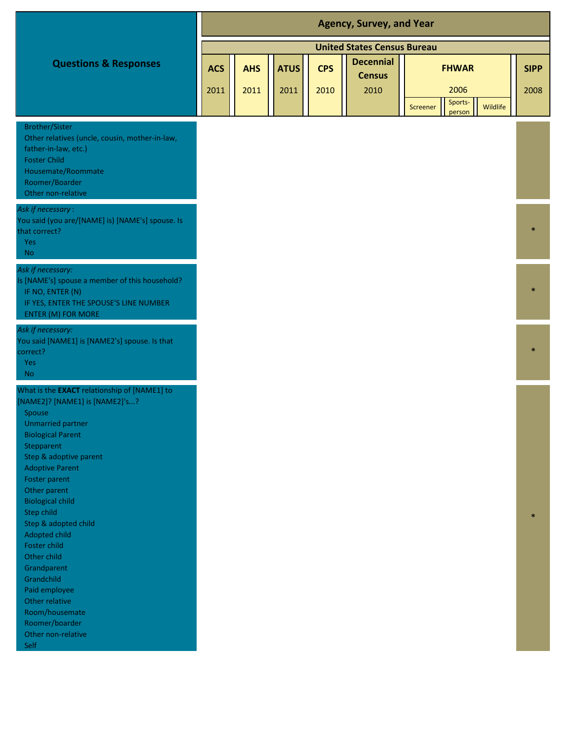| Questions & Responses | Agency, Survey, and Year | | | | | | | | |
|---|---|---|---|---|---|---|---|---|---|
| | United States Census Bureau | | | | | | | | |
| | ACS | AHS | ATUS | CPS | Decennial Census | FHWAR | | | SIPP |
| | 2011 | 2011 | 2011 | 2010 | 2010 | 2006 | | | 2008 |
| | | | | | | Screener | Sports-person | Wildlife | |
| Brother/Sister<br>Other relatives (uncle, cousin, mother-in-law, father-in-law, etc.)<br>Foster Child<br>Housemate/Roommate<br>Roomer/Boarder<br>Other non-relative | | | | | | | | | |
| *Ask if necessary* :<br>You said (you are/[NAME] is) [NAME's] spouse. Is that correct?<br>Yes<br>No | | | | | | | | | * |
| *Ask if necessary:*<br>Is [NAME's] spouse a member of this household?<br>IF NO, ENTER (N)<br>IF YES, ENTER THE SPOUSE'S LINE NUMBER<br>ENTER (M) FOR MORE | | | | | | | | | * |
| *Ask if necessary:*<br>You said [NAME1] is [NAME2's] spouse. Is that correct?<br>Yes<br>No | | | | | | | | | * |
| What is the **EXACT** relationship of [NAME1] to [NAME2]? [NAME1] is [NAME2]'s...?<br>Spouse<br>Unmarried partner<br>Biological Parent<br>Stepparent<br>Step & adoptive parent<br>Adoptive Parent<br>Foster parent<br>Other parent<br>Biological child<br>Step child<br>Step & adopted child<br>Adopted child<br>Foster child<br>Other child<br>Grandparent<br>Grandchild<br>Paid employee<br>Other relative<br>Room/housemate<br>Roomer/boarder<br>Other non-relative<br>Self | | | | | | | | | * |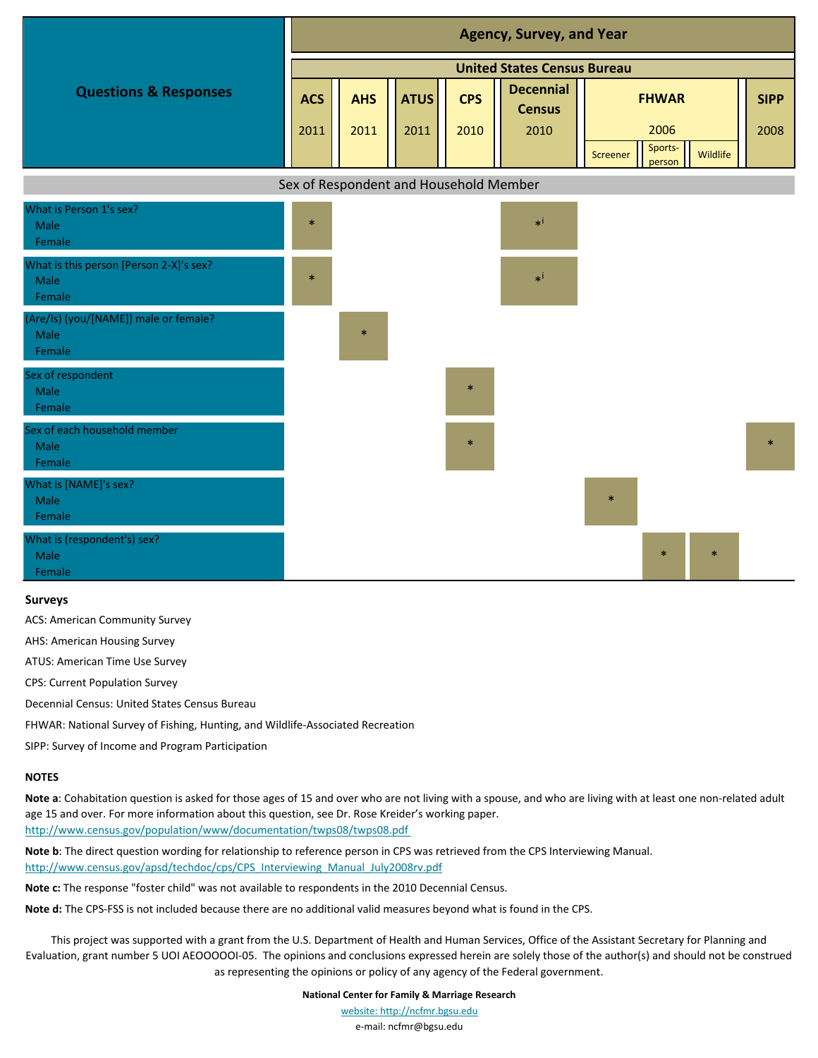| Questions & Responses | ACS 2011 | AHS 2011 | ATUS 2011 | CPS 2010 | Decennial Census 2010 | FHWAR 2006 Screener | FHWAR 2006 Sports-person | FHWAR 2006 Wildlife | SIPP 2008 |
|---|---|---|---|---|---|---|---|---|---|
| **Sex of Respondent and Household Member** | | | | | | | | | |
| What is Person 1's sex?<br>Male<br>Female | * | | | | *[i] | | | | |
| What is this person [Person 2-X]'s sex?<br>Male<br>Female | * | | | | *[i] | | | | |
| (Are/Is) (you/[NAME]) male or female?<br>Male<br>Female | | * | | | | | | | |
| Sex of respondent<br>Male<br>Female | | | | * | | | | | |
| Sex of each household member<br>Male<br>Female | | | | * | | | | | * |
| What is [NAME]'s sex?<br>Male<br>Female | | | | | | * | | | |
| What is (respondent's) sex?<br>Male<br>Female | | | | | | | * | * | |

Agency, Survey, and Year: United States Census Bureau

**Surveys**

ACS: American Community Survey

AHS: American Housing Survey

ATUS: American Time Use Survey

CPS: Current Population Survey

Decennial Census: United States Census Bureau

FHWAR: National Survey of Fishing, Hunting, and Wildlife-Associated Recreation

SIPP: Survey of Income and Program Participation

**NOTES**

**Note a**: Cohabitation question is asked for those ages of 15 and over who are not living with a spouse, and who are living with at least one non-related adult age 15 and over. For more information about this question, see Dr. Rose Kreider's working paper. http://www.census.gov/population/www/documentation/twps08/twps08.pdf

**Note b**: The direct question wording for relationship to reference person in CPS was retrieved from the CPS Interviewing Manual. http://www.census.gov/apsd/techdoc/cps/CPS_Interviewing_Manual_July2008rv.pdf

**Note c:** The response "foster child" was not available to respondents in the 2010 Decennial Census.

**Note d:** The CPS-FSS is not included because there are no additional valid measures beyond what is found in the CPS.

This project was supported with a grant from the U.S. Department of Health and Human Services, Office of the Assistant Secretary for Planning and Evaluation, grant number 5 UOI AEOOOOOI-05. The opinions and conclusions expressed herein are solely those of the author(s) and should not be construed as representing the opinions or policy of any agency of the Federal government.

**National Center for Family & Marriage Research**

website: http://ncfmr.bgsu.edu

e-mail: ncfmr@bgsu.edu